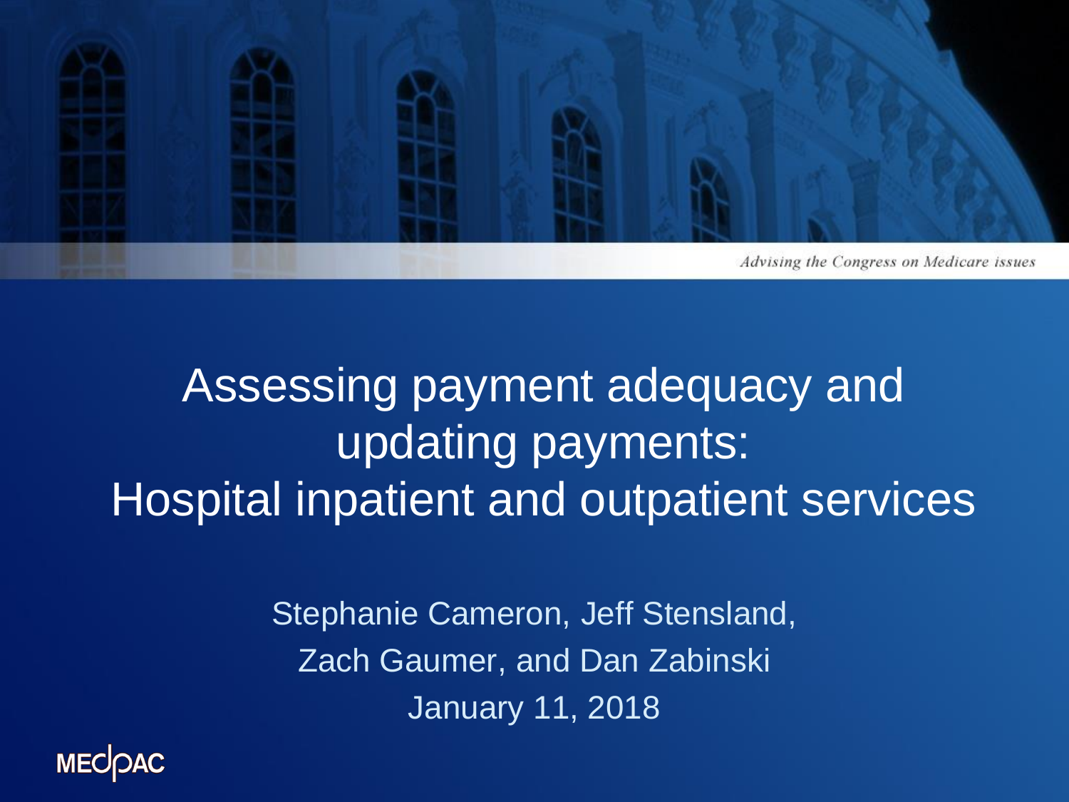*Advising the Congress on Medicare issues*

# Assessing payment adequacy and updating payments: Hospital inpatient and outpatient services

Stephanie Cameron, Jeff Stensland, Zach Gaumer, and Dan Zabinski

January 11, 2018

MEDPAC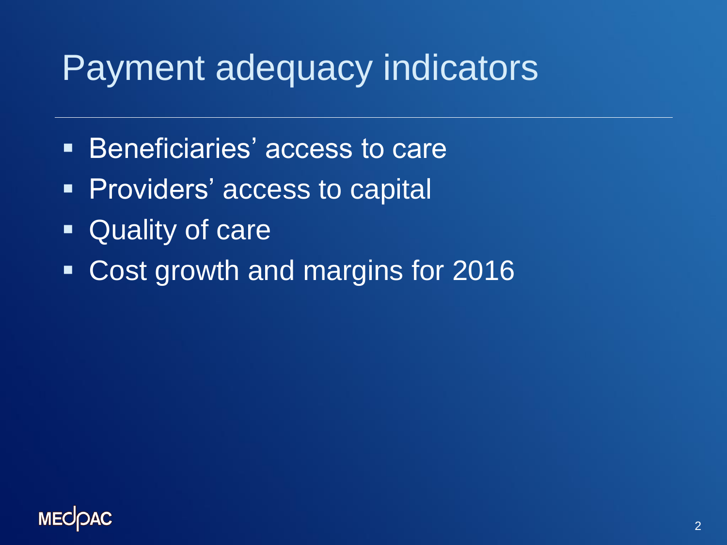# Payment adequacy indicators

- Beneficiaries' access to care
- Providers' access to capital
- Quality of care
- Cost growth and margins for 2016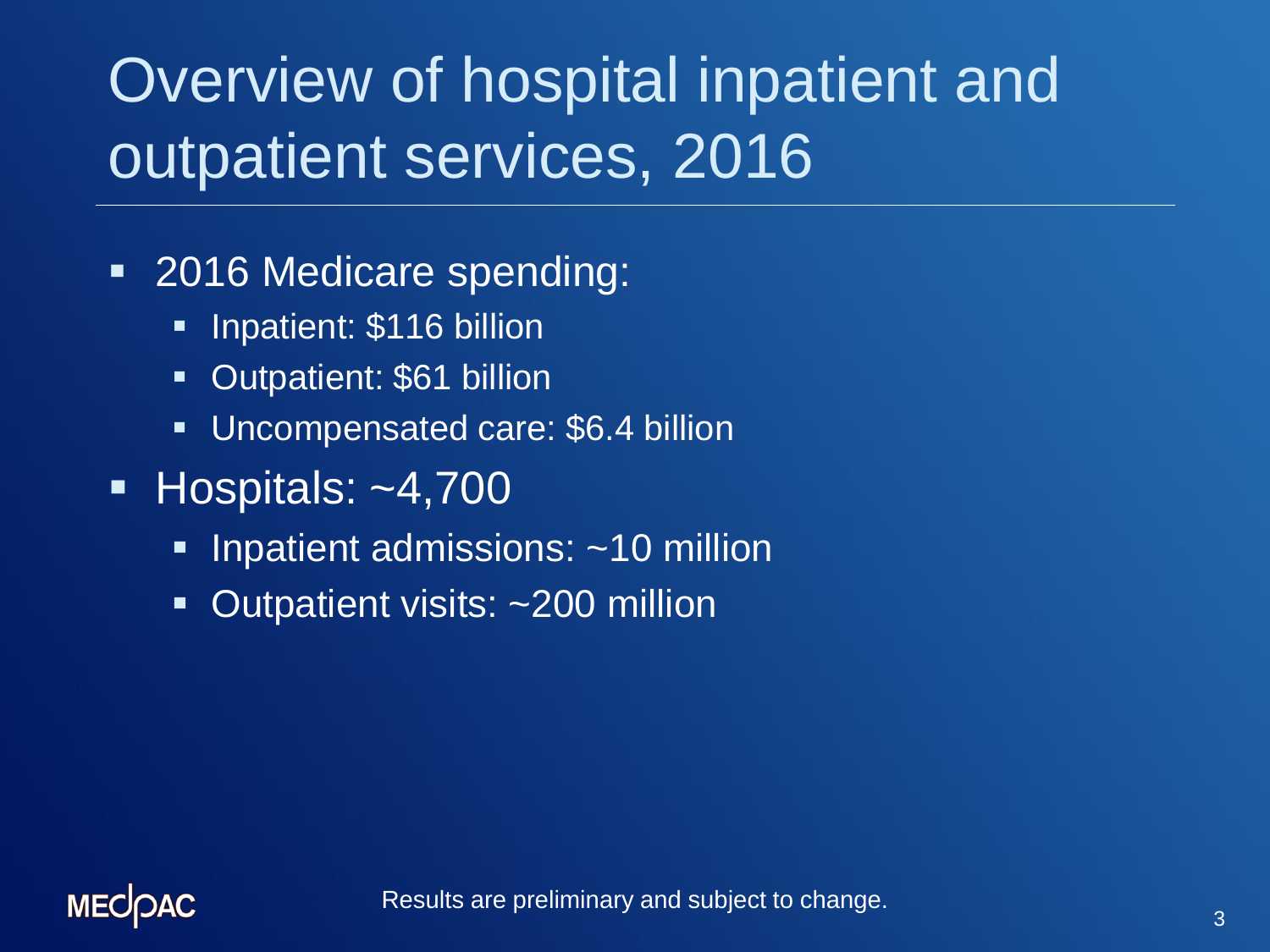# Overview of hospital inpatient and outpatient services, 2016

- 2016 Medicare spending:
  - Inpatient: $116 billion
  - Outpatient: $61 billion
  - Uncompensated care: $6.4 billion
- Hospitals: ~4,700
  - Inpatient admissions: ~10 million
  - Outpatient visits: ~200 million

Results are preliminary and subject to change.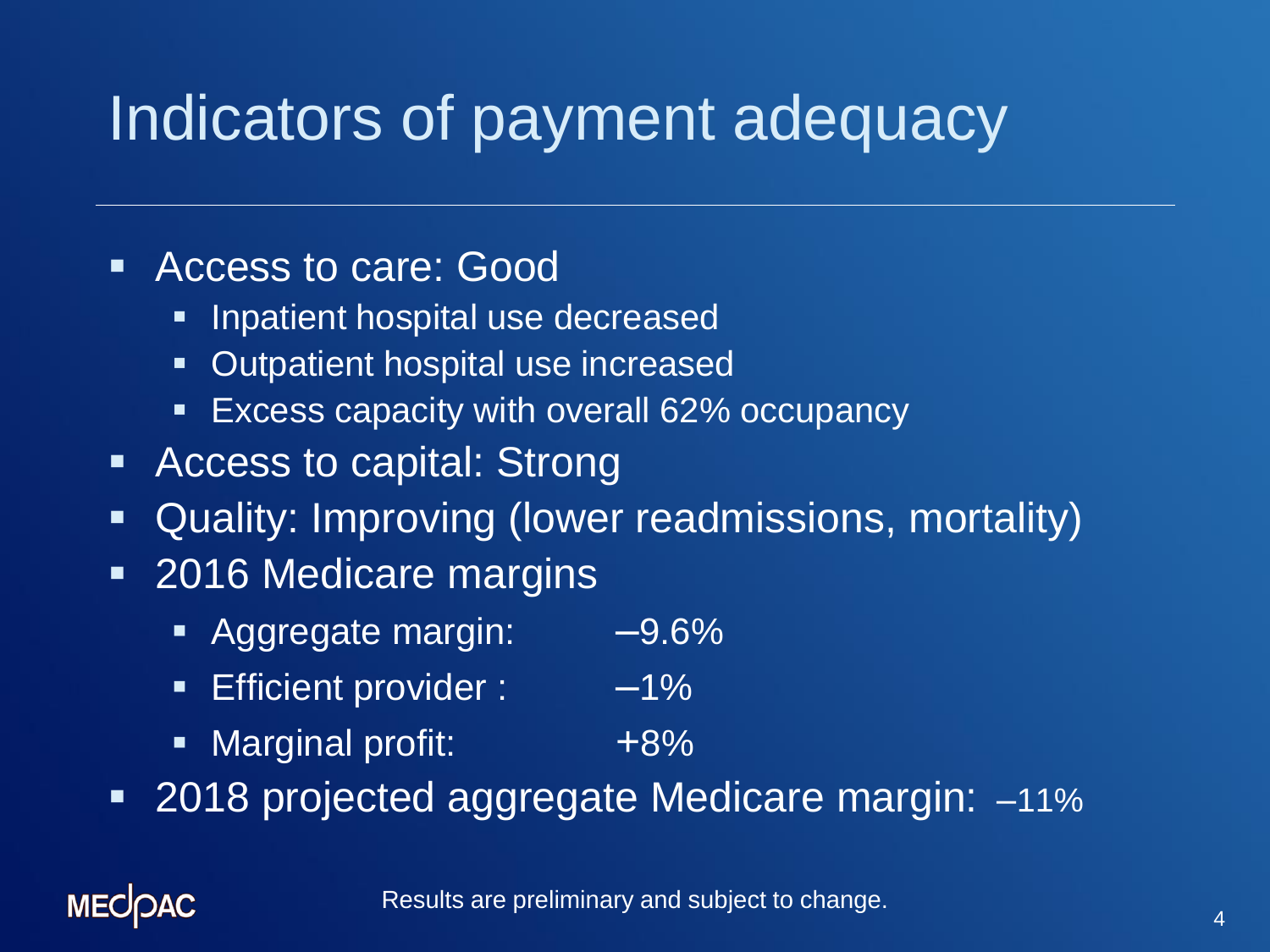# Indicators of payment adequacy

- Access to care: Good
  - Inpatient hospital use decreased
  - Outpatient hospital use increased
  - Excess capacity with overall 62% occupancy
- Access to capital: Strong
- Quality: Improving (lower readmissions, mortality)
- 2016 Medicare margins
  - Aggregate margin: –9.6%
  - Efficient provider : –1%
  - Marginal profit: +8%
- 2018 projected aggregate Medicare margin: –11%

Results are preliminary and subject to change.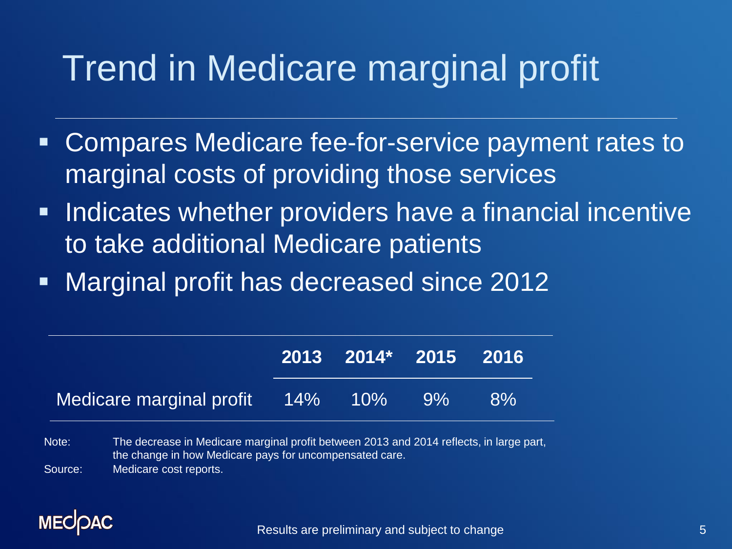# Trend in Medicare marginal profit

- Compares Medicare fee-for-service payment rates to marginal costs of providing those services
- Indicates whether providers have a financial incentive to take additional Medicare patients
- Marginal profit has decreased since 2012

| | 2013 | 2014* | 2015 | 2016 |
|---|---|---|---|---|
| Medicare marginal profit | 14% | 10% | 9% | 8% |

Note: The decrease in Medicare marginal profit between 2013 and 2014 reflects, in large part, the change in how Medicare pays for uncompensated care.

Source: Medicare cost reports.

Results are preliminary and subject to change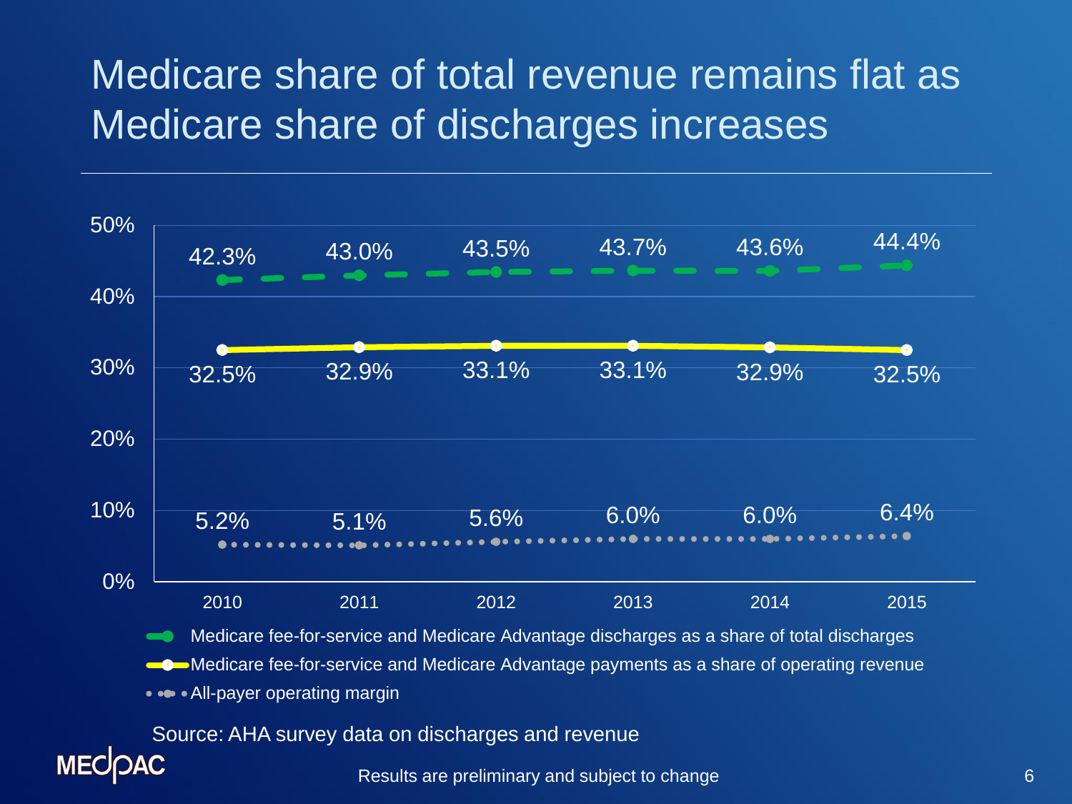# Medicare share of total revenue remains flat as Medicare share of discharges increases

| | 2010 | 2011 | 2012 | 2013 | 2014 | 2015 |
|---|---|---|---|---|---|---|
| Medicare fee-for-service and Medicare Advantage discharges as a share of total discharges | 42.3% | 43.0% | 43.5% | 43.7% | 43.6% | 44.4% |
| Medicare fee-for-service and Medicare Advantage payments as a share of operating revenue | 32.5% | 32.9% | 33.1% | 33.1% | 32.9% | 32.5% |
| All-payer operating margin | 5.2% | 5.1% | 5.6% | 6.0% | 6.0% | 6.4% |

Source: AHA survey data on discharges and revenue

Results are preliminary and subject to change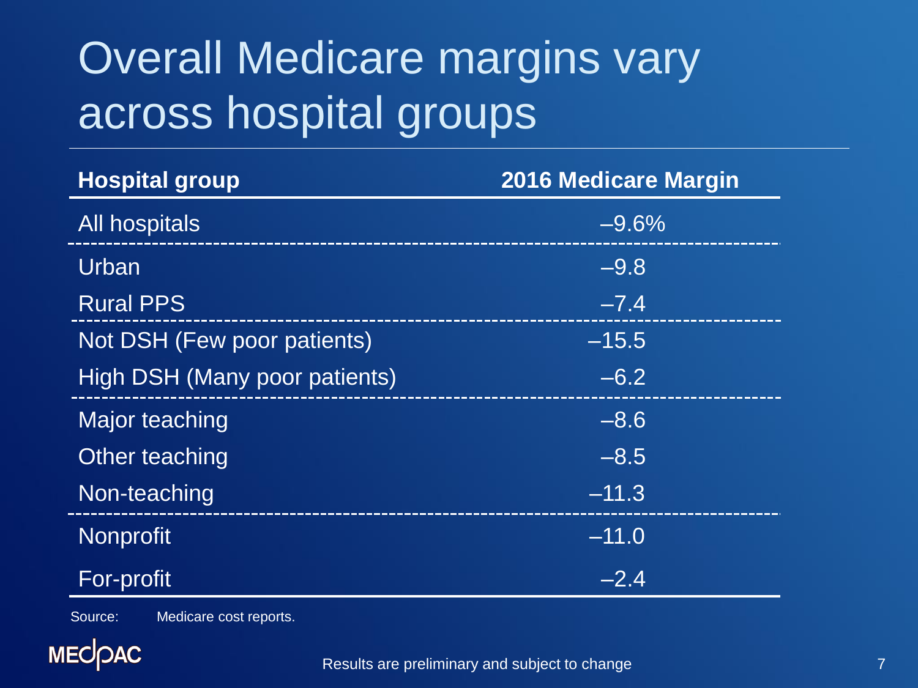# Overall Medicare margins vary across hospital groups

| Hospital group | 2016 Medicare Margin |
| --- | --- |
| All hospitals | –9.6% |
| Urban | –9.8 |
| Rural PPS | –7.4 |
| Not DSH (Few poor patients) | –15.5 |
| High DSH (Many poor patients) | –6.2 |
| Major teaching | –8.6 |
| Other teaching | –8.5 |
| Non-teaching | –11.3 |
| Nonprofit | –11.0 |
| For-profit | –2.4 |

Source: Medicare cost reports.

Results are preliminary and subject to change